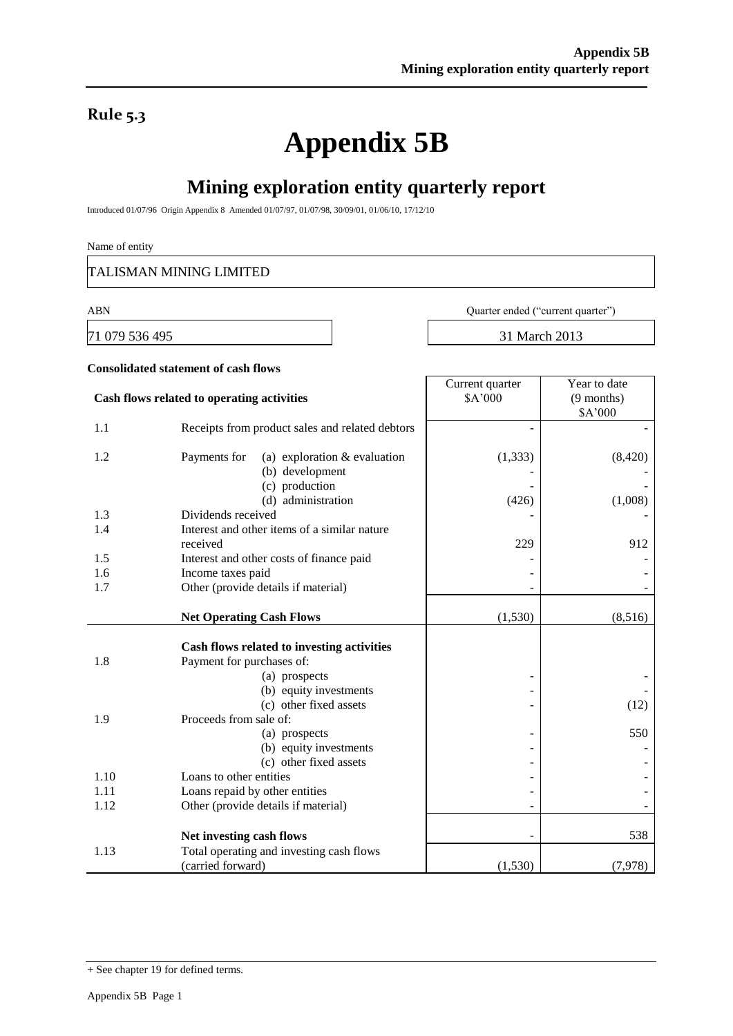**Rule 5.3**

# Appendix 5B

## Mining exploration entity quarterly report

Introduced 01/07/96 Origin Appendix 8 Amended 01/07/97, 01/07/98, 30/09/01, 01/06/10, 17/12/10

Name of entity

TALISMAN MINING LIMITED

| ABN | Quarter ended ("current quarter") |
|---|---|
| 71 079 536 495 | 31 March 2013 |

**Consolidated statement of cash flows**

| | **Cash flows related to operating activities** | Current quarter $A'000 | Year to date (9 months) $A'000 |
|---|---|---|---|
| 1.1 | Receipts from product sales and related debtors | - | - |
| 1.2 | Payments for (a) exploration & evaluation | (1,333) | (8,420) |
| | (b) development | - | - |
| | (c) production | - | - |
| | (d) administration | (426) | (1,008) |
| 1.3 | Dividends received | - | - |
| 1.4 | Interest and other items of a similar nature received | 229 | 912 |
| 1.5 | Interest and other costs of finance paid | - | - |
| 1.6 | Income taxes paid | - | - |
| 1.7 | Other (provide details if material) | - | - |
| | **Net Operating Cash Flows** | (1,530) | (8,516) |
| | **Cash flows related to investing activities** | | |
| 1.8 | Payment for purchases of: | | |
| | (a) prospects | - | - |
| | (b) equity investments | - | - |
| | (c) other fixed assets | - | (12) |
| 1.9 | Proceeds from sale of: | | |
| | (a) prospects | - | 550 |
| | (b) equity investments | - | - |
| | (c) other fixed assets | - | - |
| 1.10 | Loans to other entities | - | - |
| 1.11 | Loans repaid by other entities | - | - |
| 1.12 | Other (provide details if material) | - | - |
| | **Net investing cash flows** | - | 538 |
| 1.13 | Total operating and investing cash flows (carried forward) | (1,530) | (7,978) |

+ See chapter 19 for defined terms.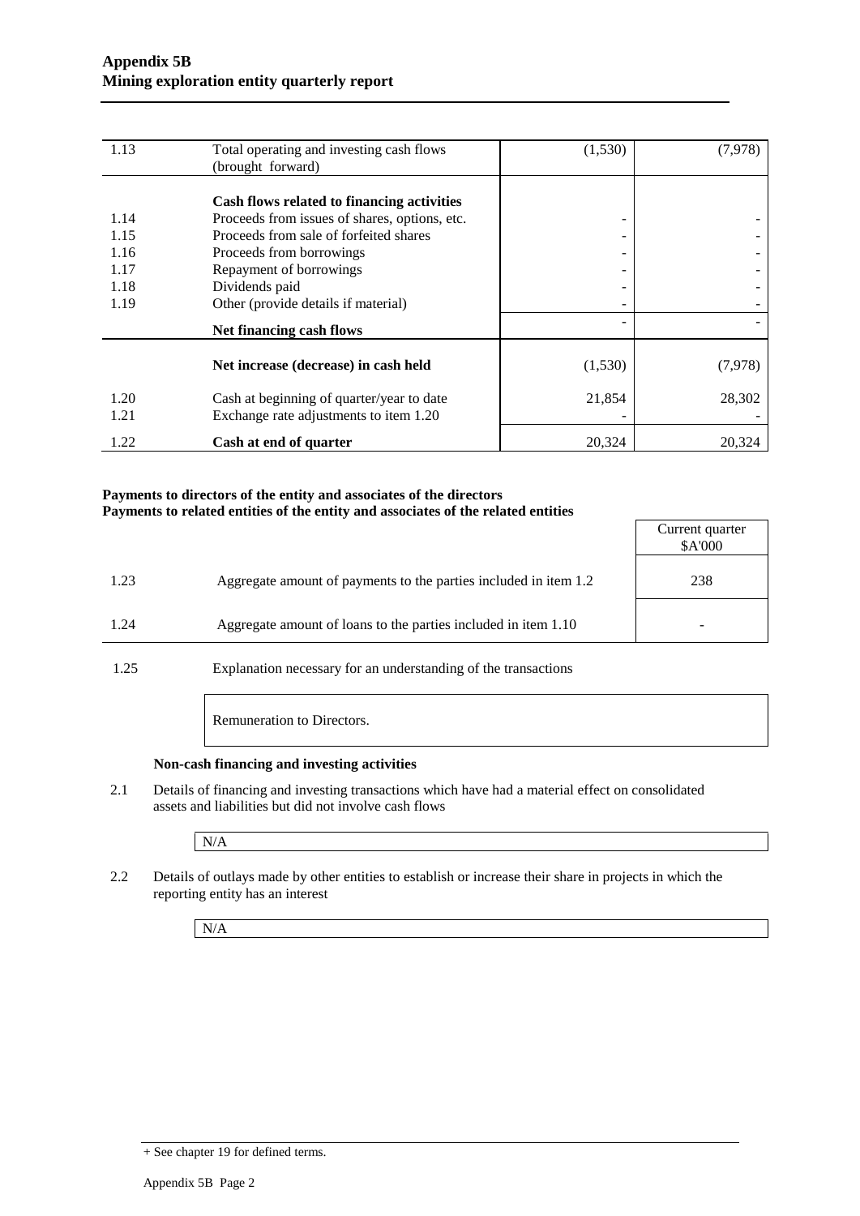| | | | |
|---|---|---|---|
| 1.13 | Total operating and investing cash flows (brought forward) | (1,530) | (7,978) |
| | **Cash flows related to financing activities** | | |
| 1.14 | Proceeds from issues of shares, options, etc. | - | - |
| 1.15 | Proceeds from sale of forfeited shares | - | - |
| 1.16 | Proceeds from borrowings | - | - |
| 1.17 | Repayment of borrowings | - | - |
| 1.18 | Dividends paid | - | - |
| 1.19 | Other (provide details if material) | - | - |
| | **Net financing cash flows** | - | - |
| | **Net increase (decrease) in cash held** | (1,530) | (7,978) |
| 1.20 | Cash at beginning of quarter/year to date | 21,854 | 28,302 |
| 1.21 | Exchange rate adjustments to item 1.20 | - | - |
| 1.22 | **Cash at end of quarter** | 20,324 | 20,324 |

**Payments to directors of the entity and associates of the directors**
**Payments to related entities of the entity and associates of the related entities**

| | | Current quarter $A'000 |
|---|---|---|
| 1.23 | Aggregate amount of payments to the parties included in item 1.2 | 238 |
| 1.24 | Aggregate amount of loans to the parties included in item 1.10 | - |

1.25 Explanation necessary for an understanding of the transactions

Remuneration to Directors.

**Non-cash financing and investing activities**

2.1 Details of financing and investing transactions which have had a material effect on consolidated assets and liabilities but did not involve cash flows

N/A

2.2 Details of outlays made by other entities to establish or increase their share in projects in which the reporting entity has an interest

N/A

+ See chapter 19 for defined terms.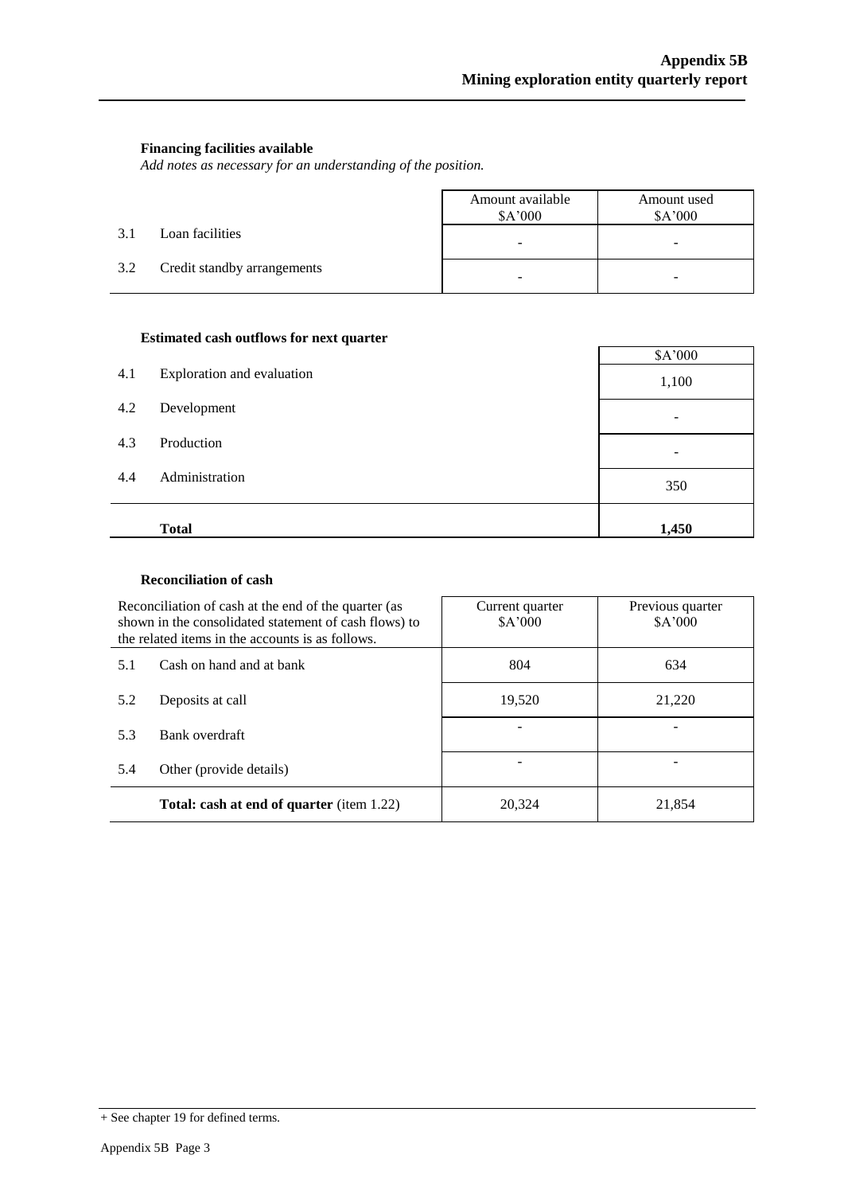### Financing facilities available

*Add notes as necessary for an understanding of the position.*

| | | Amount available $A'000 | Amount used $A'000 |
|---|---|---|---|
| 3.1 | Loan facilities | - | - |
| 3.2 | Credit standby arrangements | - | - |

### Estimated cash outflows for next quarter

| | | $A'000 |
|---|---|---|
| 4.1 | Exploration and evaluation | 1,100 |
| 4.2 | Development | - |
| 4.3 | Production | - |
| 4.4 | Administration | 350 |
| | **Total** | **1,450** |

### Reconciliation of cash

| Reconciliation of cash at the end of the quarter (as shown in the consolidated statement of cash flows) to the related items in the accounts is as follows. | | Current quarter $A'000 | Previous quarter $A'000 |
|---|---|---|---|
| 5.1 | Cash on hand and at bank | 804 | 634 |
| 5.2 | Deposits at call | 19,520 | 21,220 |
| 5.3 | Bank overdraft | - | - |
| 5.4 | Other (provide details) | - | - |
| | **Total: cash at end of quarter** (item 1.22) | 20,324 | 21,854 |

+ See chapter 19 for defined terms.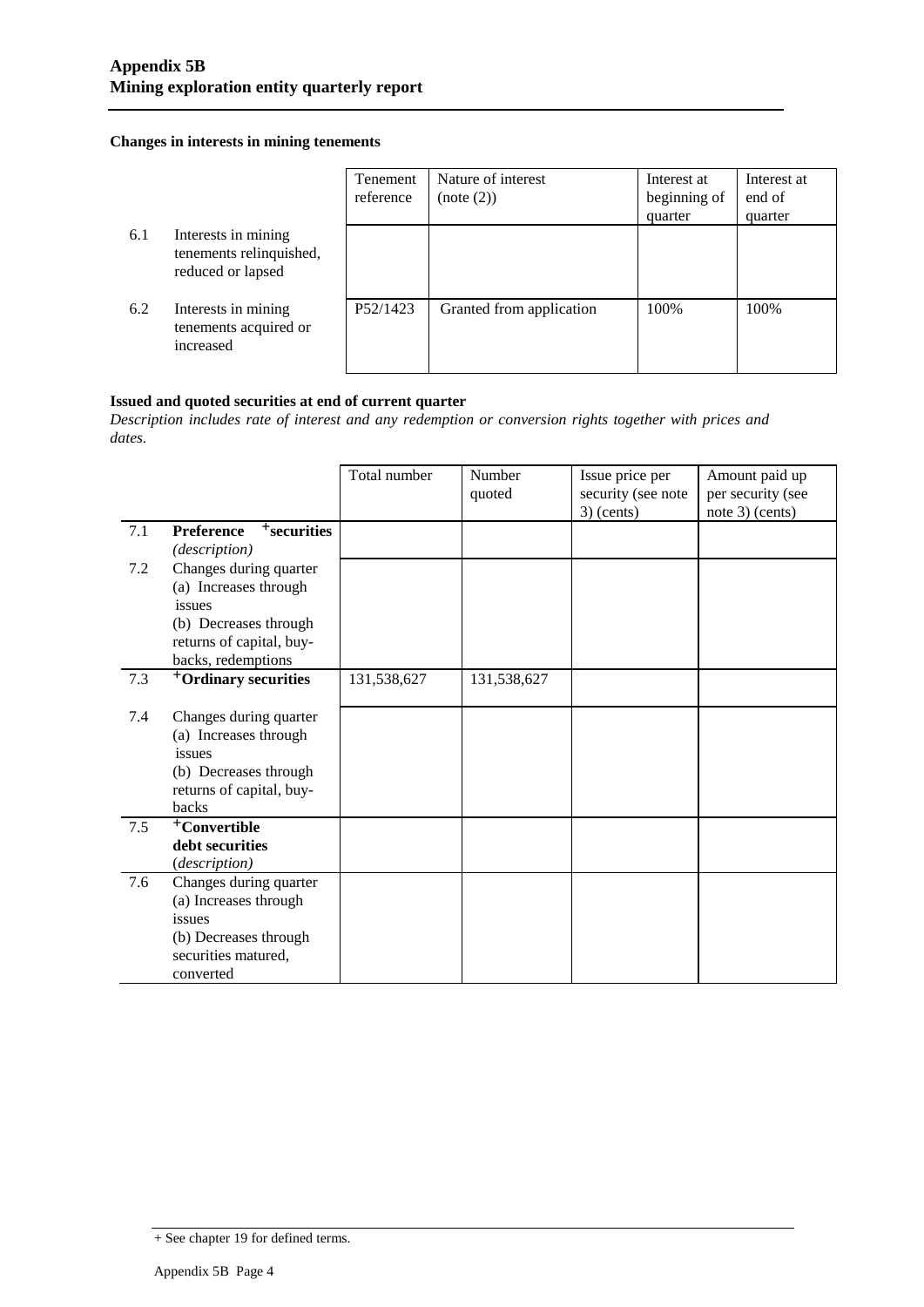## Appendix 5B
## Mining exploration entity quarterly report

### Changes in interests in mining tenements

| | | Tenement reference | Nature of interest (note (2)) | Interest at beginning of quarter | Interest at end of quarter |
|---|---|---|---|---|---|
| 6.1 | Interests in mining tenements relinquished, reduced or lapsed | | | | |
| 6.2 | Interests in mining tenements acquired or increased | P52/1423 | Granted from application | 100% | 100% |

### Issued and quoted securities at end of current quarter

*Description includes rate of interest and any redemption or conversion rights together with prices and dates.*

| | | Total number | Number quoted | Issue price per security (see note 3) (cents) | Amount paid up per security (see note 3) (cents) |
|---|---|---|---|---|---|
| 7.1 | **Preference +securities** *(description)* | | | | |
| 7.2 | Changes during quarter (a) Increases through issues (b) Decreases through returns of capital, buy-backs, redemptions | | | | |
| 7.3 | **+Ordinary securities** | 131,538,627 | 131,538,627 | | |
| 7.4 | Changes during quarter (a) Increases through issues (b) Decreases through returns of capital, buy-backs | | | | |
| 7.5 | **+Convertible debt securities** *(description)* | | | | |
| 7.6 | Changes during quarter (a) Increases through issues (b) Decreases through securities matured, converted | | | | |

+ See chapter 19 for defined terms.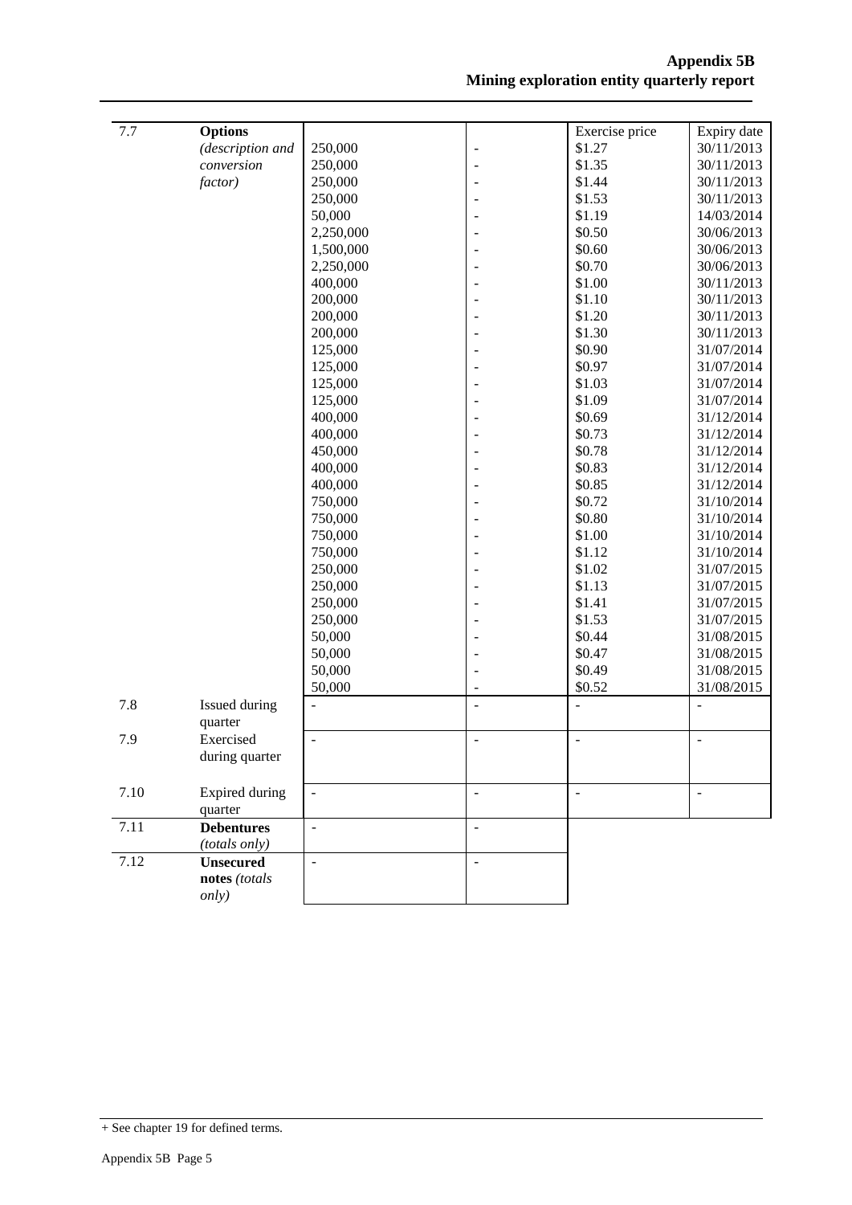| | | | | | |
|---|---|---|---|---|---|
| 7.7 | **Options** *(description and conversion factor)* | | | Exercise price | Expiry date |
| | | 250,000 | - | $1.27 | 30/11/2013 |
| | | 250,000 | - | $1.35 | 30/11/2013 |
| | | 250,000 | - | $1.44 | 30/11/2013 |
| | | 250,000 | - | $1.53 | 30/11/2013 |
| | | 50,000 | - | $1.19 | 14/03/2014 |
| | | 2,250,000 | - | $0.50 | 30/06/2013 |
| | | 1,500,000 | - | $0.60 | 30/06/2013 |
| | | 2,250,000 | - | $0.70 | 30/06/2013 |
| | | 400,000 | - | $1.00 | 30/11/2013 |
| | | 200,000 | - | $1.10 | 30/11/2013 |
| | | 200,000 | - | $1.20 | 30/11/2013 |
| | | 200,000 | - | $1.30 | 30/11/2013 |
| | | 125,000 | - | $0.90 | 31/07/2014 |
| | | 125,000 | - | $0.97 | 31/07/2014 |
| | | 125,000 | - | $1.03 | 31/07/2014 |
| | | 125,000 | - | $1.09 | 31/07/2014 |
| | | 400,000 | - | $0.69 | 31/12/2014 |
| | | 400,000 | - | $0.73 | 31/12/2014 |
| | | 450,000 | - | $0.78 | 31/12/2014 |
| | | 400,000 | - | $0.83 | 31/12/2014 |
| | | 400,000 | - | $0.85 | 31/12/2014 |
| | | 750,000 | - | $0.72 | 31/10/2014 |
| | | 750,000 | - | $0.80 | 31/10/2014 |
| | | 750,000 | - | $1.00 | 31/10/2014 |
| | | 750,000 | - | $1.12 | 31/10/2014 |
| | | 250,000 | - | $1.02 | 31/07/2015 |
| | | 250,000 | - | $1.13 | 31/07/2015 |
| | | 250,000 | - | $1.41 | 31/07/2015 |
| | | 250,000 | - | $1.53 | 31/07/2015 |
| | | 50,000 | - | $0.44 | 31/08/2015 |
| | | 50,000 | - | $0.47 | 31/08/2015 |
| | | 50,000 | - | $0.49 | 31/08/2015 |
| | | 50,000 | - | $0.52 | 31/08/2015 |
| 7.8 | Issued during quarter | - | - | - | - |
| 7.9 | Exercised during quarter | - | - | - | - |
| 7.10 | Expired during quarter | - | - | - | - |
| 7.11 | **Debentures** *(totals only)* | - | - | | |
| 7.12 | **Unsecured notes** *(totals only)* | - | - | | |

+ See chapter 19 for defined terms.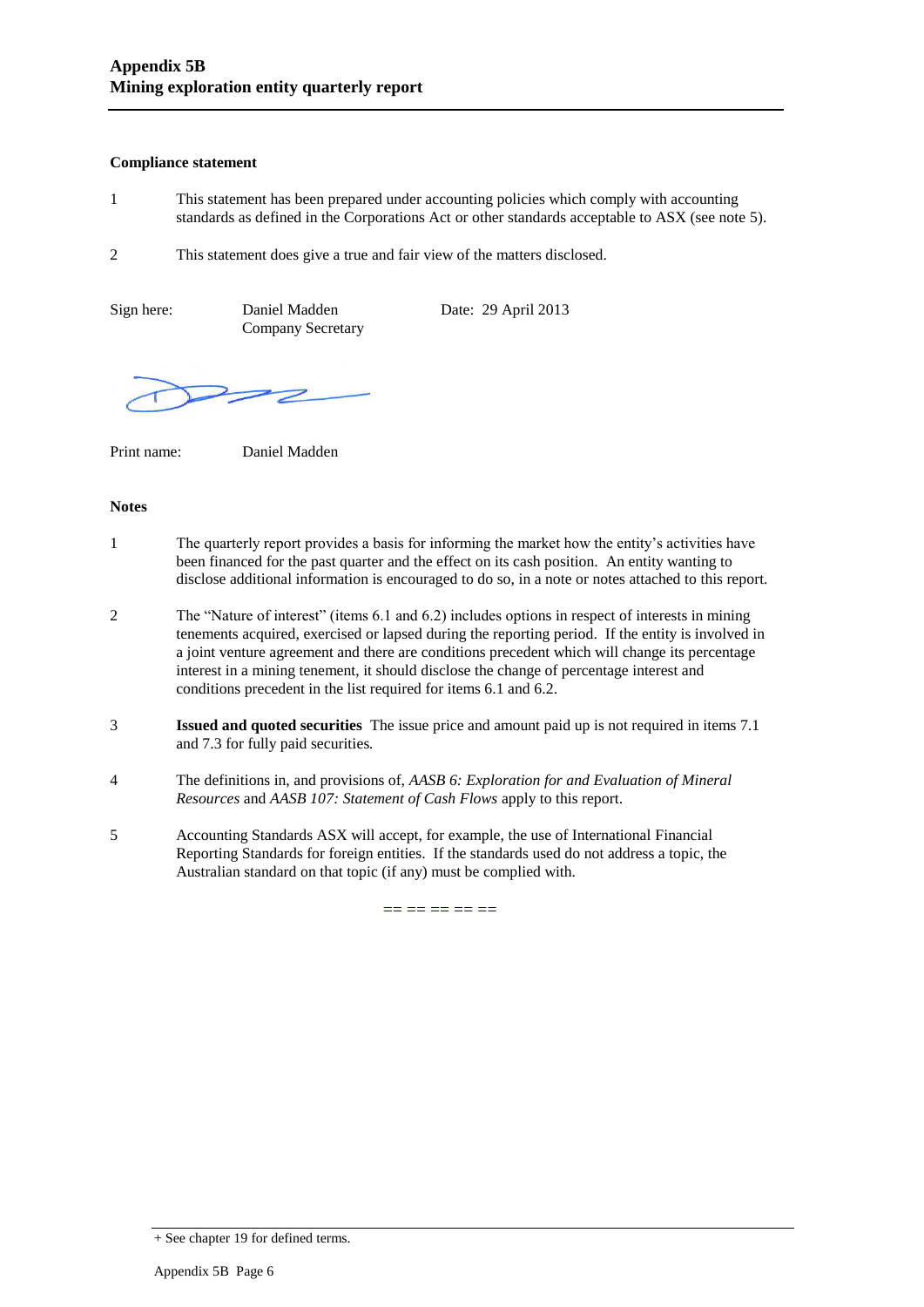**Appendix 5B**
**Mining exploration entity quarterly report**

---

**Compliance statement**

1 This statement has been prepared under accounting policies which comply with accounting standards as defined in the Corporations Act or other standards acceptable to ASX (see note 5).

2 This statement does give a true and fair view of the matters disclosed.

Sign here: Daniel Madden
Company Secretary

Date: 29 April 2013

Print name: Daniel Madden

**Notes**

1 The quarterly report provides a basis for informing the market how the entity's activities have been financed for the past quarter and the effect on its cash position. An entity wanting to disclose additional information is encouraged to do so, in a note or notes attached to this report.

2 The "Nature of interest" (items 6.1 and 6.2) includes options in respect of interests in mining tenements acquired, exercised or lapsed during the reporting period. If the entity is involved in a joint venture agreement and there are conditions precedent which will change its percentage interest in a mining tenement, it should disclose the change of percentage interest and conditions precedent in the list required for items 6.1 and 6.2.

3 **Issued and quoted securities** The issue price and amount paid up is not required in items 7.1 and 7.3 for fully paid securities.

4 The definitions in, and provisions of, *AASB 6: Exploration for and Evaluation of Mineral Resources* and *AASB 107: Statement of Cash Flows* apply to this report.

5 Accounting Standards ASX will accept, for example, the use of International Financial Reporting Standards for foreign entities. If the standards used do not address a topic, the Australian standard on that topic (if any) must be complied with.

== == == == ==

+ See chapter 19 for defined terms.